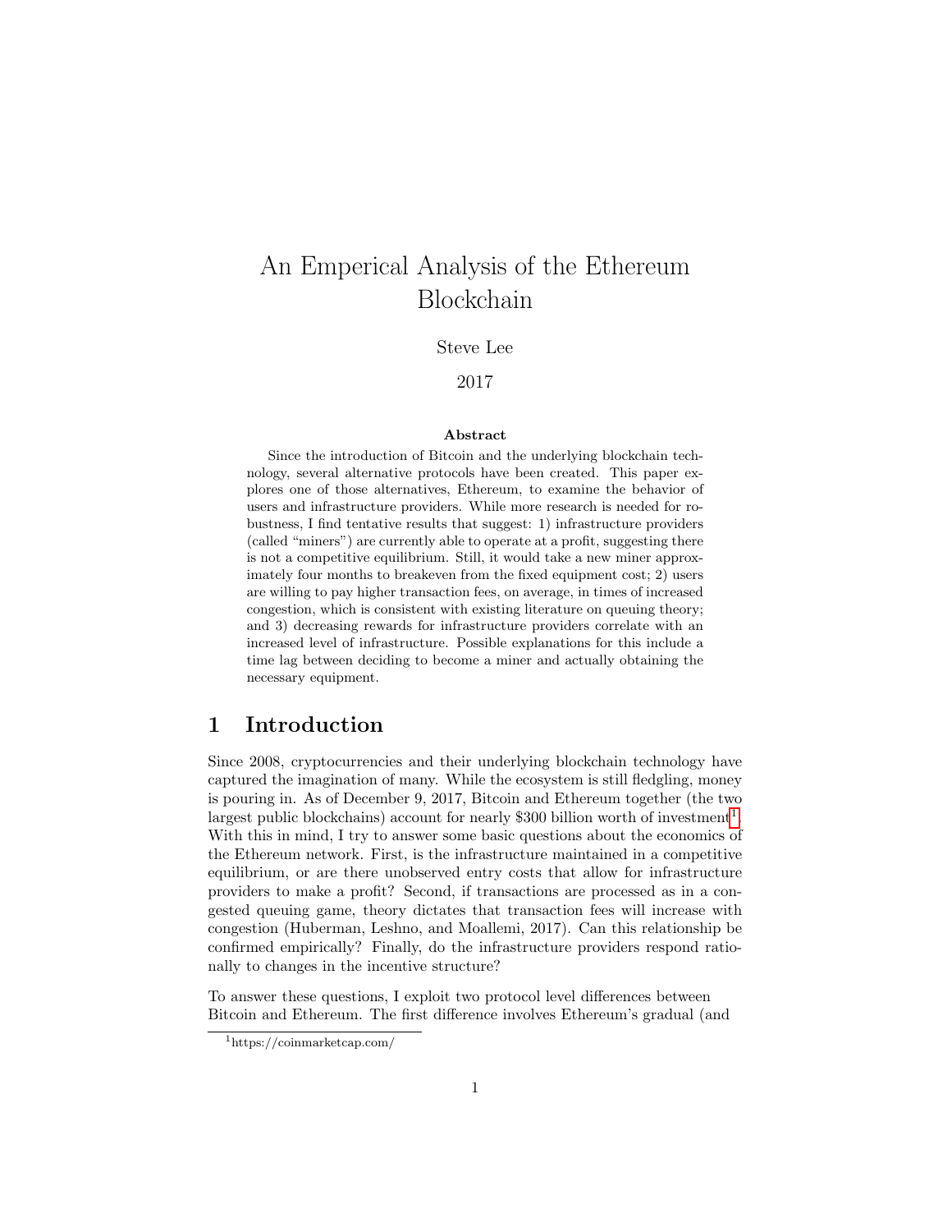# An Emperical Analysis of the Ethereum Blockchain

Steve Lee

2017

**Abstract**

Since the introduction of Bitcoin and the underlying blockchain technology, several alternative protocols have been created. This paper explores one of those alternatives, Ethereum, to examine the behavior of users and infrastructure providers. While more research is needed for robustness, I find tentative results that suggest: 1) infrastructure providers (called "miners") are currently able to operate at a profit, suggesting there is not a competitive equilibrium. Still, it would take a new miner approximately four months to breakeven from the fixed equipment cost; 2) users are willing to pay higher transaction fees, on average, in times of increased congestion, which is consistent with existing literature on queuing theory; and 3) decreasing rewards for infrastructure providers correlate with an increased level of infrastructure. Possible explanations for this include a time lag between deciding to become a miner and actually obtaining the necessary equipment.

## 1 Introduction

Since 2008, cryptocurrencies and their underlying blockchain technology have captured the imagination of many. While the ecosystem is still fledgling, money is pouring in. As of December 9, 2017, Bitcoin and Ethereum together (the two largest public blockchains) account for nearly $300 billion worth of investment[1]. With this in mind, I try to answer some basic questions about the economics of the Ethereum network. First, is the infrastructure maintained in a competitive equilibrium, or are there unobserved entry costs that allow for infrastructure providers to make a profit? Second, if transactions are processed as in a congested queuing game, theory dictates that transaction fees will increase with congestion (Huberman, Leshno, and Moallemi, 2017). Can this relationship be confirmed empirically? Finally, do the infrastructure providers respond rationally to changes in the incentive structure?

To answer these questions, I exploit two protocol level differences between Bitcoin and Ethereum. The first difference involves Ethereum's gradual (and

[1] https://coinmarketcap.com/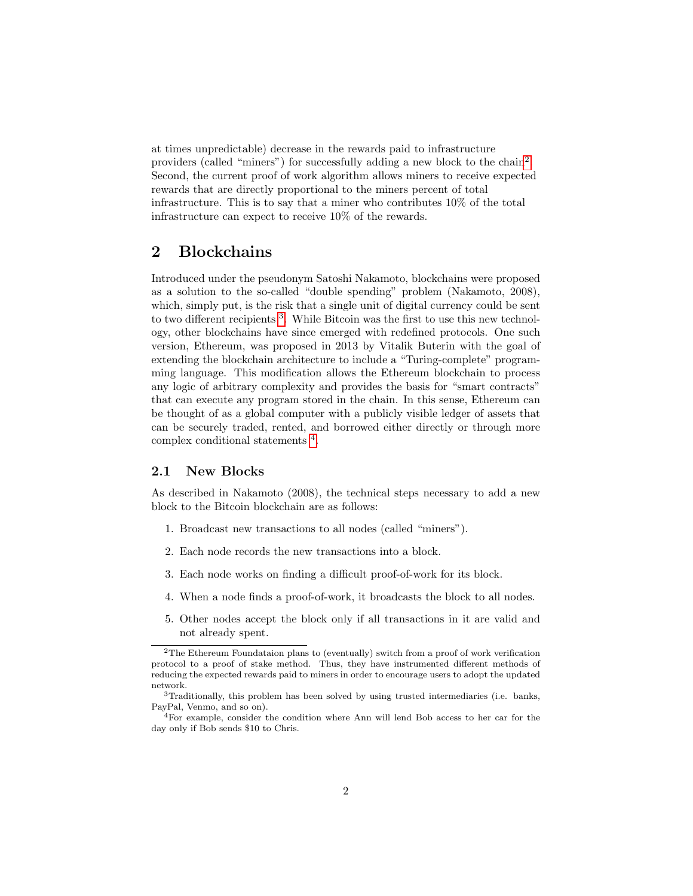at times unpredictable) decrease in the rewards paid to infrastructure providers (called "miners") for successfully adding a new block to the chain[2]. Second, the current proof of work algorithm allows miners to receive expected rewards that are directly proportional to the miners percent of total infrastructure. This is to say that a miner who contributes 10% of the total infrastructure can expect to receive 10% of the rewards.

## 2 Blockchains

Introduced under the pseudonym Satoshi Nakamoto, blockchains were proposed as a solution to the so-called "double spending" problem (Nakamoto, 2008), which, simply put, is the risk that a single unit of digital currency could be sent to two different recipients [3]. While Bitcoin was the first to use this new technology, other blockchains have since emerged with redefined protocols. One such version, Ethereum, was proposed in 2013 by Vitalik Buterin with the goal of extending the blockchain architecture to include a "Turing-complete" programming language. This modification allows the Ethereum blockchain to process any logic of arbitrary complexity and provides the basis for "smart contracts" that can execute any program stored in the chain. In this sense, Ethereum can be thought of as a global computer with a publicly visible ledger of assets that can be securely traded, rented, and borrowed either directly or through more complex conditional statements [4].

### 2.1 New Blocks

As described in Nakamoto (2008), the technical steps necessary to add a new block to the Bitcoin blockchain are as follows:

1. Broadcast new transactions to all nodes (called "miners").
2. Each node records the new transactions into a block.
3. Each node works on finding a difficult proof-of-work for its block.
4. When a node finds a proof-of-work, it broadcasts the block to all nodes.
5. Other nodes accept the block only if all transactions in it are valid and not already spent.

---

[2] The Ethereum Foundataion plans to (eventually) switch from a proof of work verification protocol to a proof of stake method. Thus, they have instrumented different methods of reducing the expected rewards paid to miners in order to encourage users to adopt the updated network.

[3] Traditionally, this problem has been solved by using trusted intermediaries (i.e. banks, PayPal, Venmo, and so on).

[4] For example, consider the condition where Ann will lend Bob access to her car for the day only if Bob sends $10 to Chris.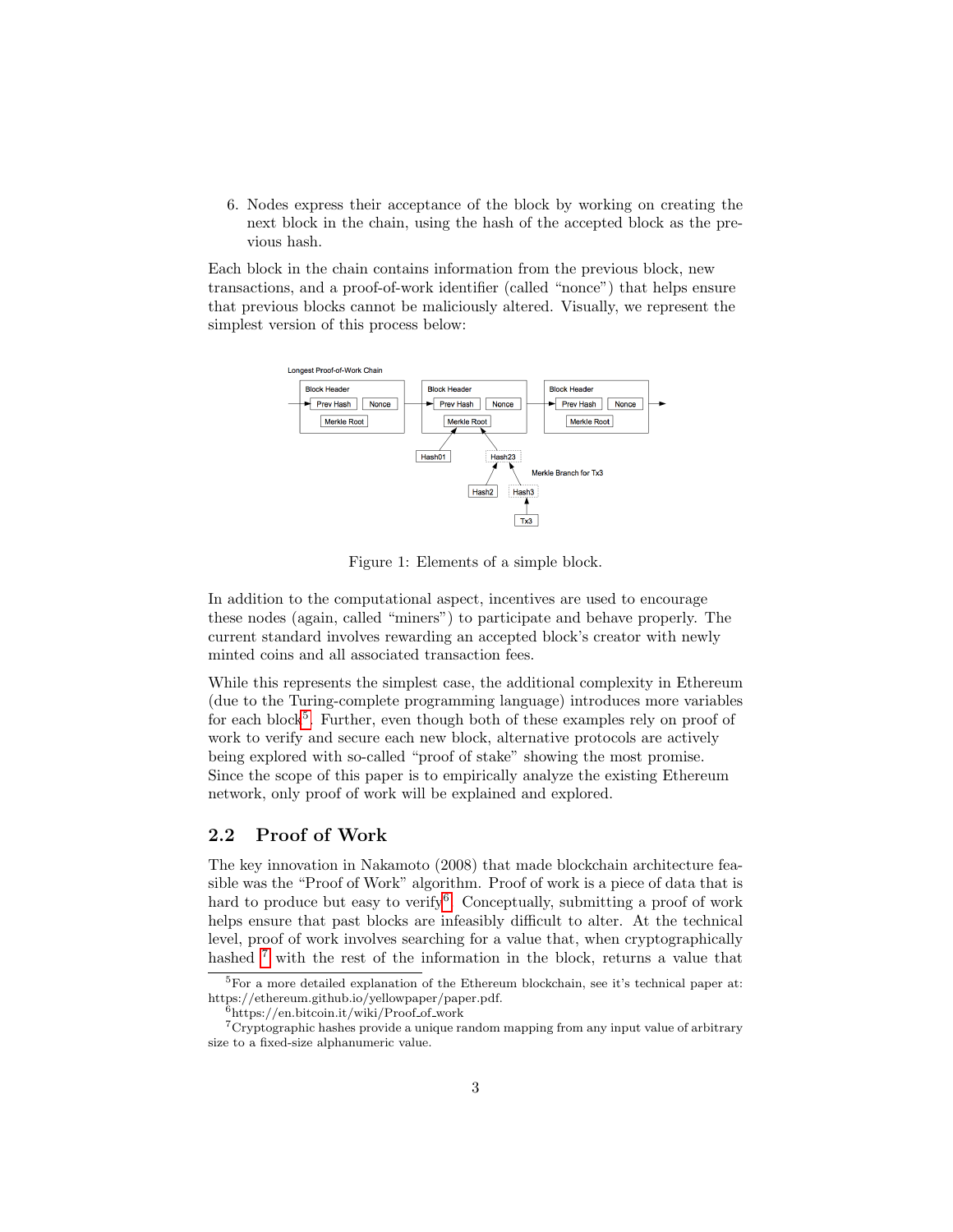6. Nodes express their acceptance of the block by working on creating the next block in the chain, using the hash of the accepted block as the previous hash.

Each block in the chain contains information from the previous block, new transactions, and a proof-of-work identifier (called "nonce") that helps ensure that previous blocks cannot be maliciously altered. Visually, we represent the simplest version of this process below:

Figure 1: Elements of a simple block.

In addition to the computational aspect, incentives are used to encourage these nodes (again, called "miners") to participate and behave properly. The current standard involves rewarding an accepted block's creator with newly minted coins and all associated transaction fees.

While this represents the simplest case, the additional complexity in Ethereum (due to the Turing-complete programming language) introduces more variables for each block[5]. Further, even though both of these examples rely on proof of work to verify and secure each new block, alternative protocols are actively being explored with so-called "proof of stake" showing the most promise. Since the scope of this paper is to empirically analyze the existing Ethereum network, only proof of work will be explained and explored.

## 2.2 Proof of Work

The key innovation in Nakamoto (2008) that made blockchain architecture feasible was the "Proof of Work" algorithm. Proof of work is a piece of data that is hard to produce but easy to verify[6]. Conceptually, submitting a proof of work helps ensure that past blocks are infeasibly difficult to alter. At the technical level, proof of work involves searching for a value that, when cryptographically hashed [7] with the rest of the information in the block, returns a value that

[5] For a more detailed explanation of the Ethereum blockchain, see it's technical paper at: https://ethereum.github.io/yellowpaper/paper.pdf.

[6] https://en.bitcoin.it/wiki/Proof_of_work

[7] Cryptographic hashes provide a unique random mapping from any input value of arbitrary size to a fixed-size alphanumeric value.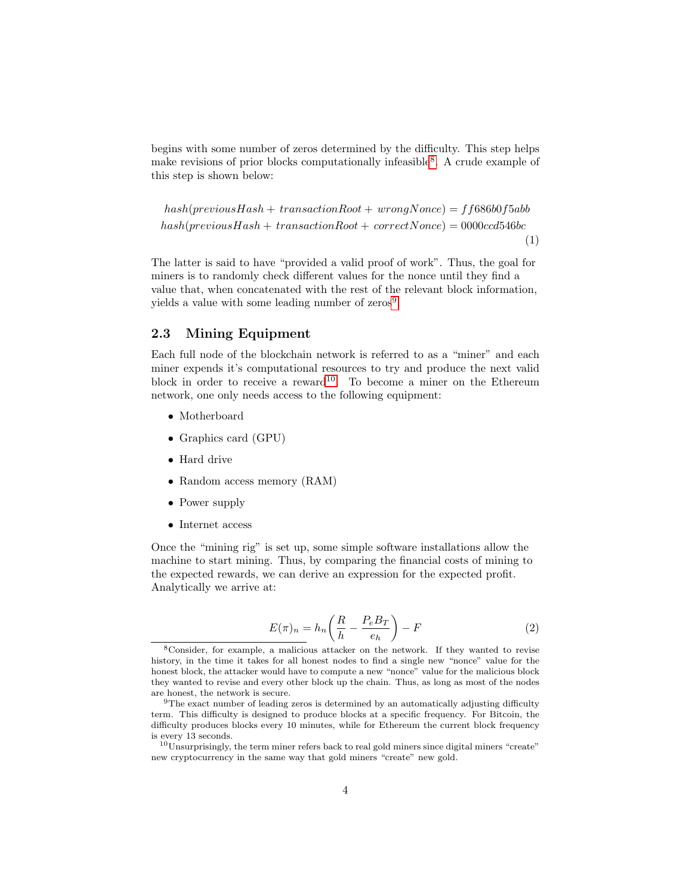begins with some number of zeros determined by the difficulty. This step helps make revisions of prior blocks computationally infeasible[8]. A crude example of this step is shown below:

$$
\begin{aligned}
hash(previousHash + transactionRoot + wrongNonce) &= ff686b0f5abb \\
hash(previousHash + transactionRoot + correctNonce) &= 0000ccd546bc
\end{aligned}
\tag{1}
$$

The latter is said to have "provided a valid proof of work". Thus, the goal for miners is to randomly check different values for the nonce until they find a value that, when concatenated with the rest of the relevant block information, yields a value with some leading number of zeros[9].

## 2.3 Mining Equipment

Each full node of the blockchain network is referred to as a "miner" and each miner expends it's computational resources to try and produce the next valid block in order to receive a reward[10]. To become a miner on the Ethereum network, one only needs access to the following equipment:

- Motherboard
- Graphics card (GPU)
- Hard drive
- Random access memory (RAM)
- Power supply
- Internet access

Once the "mining rig" is set up, some simple software installations allow the machine to start mining. Thus, by comparing the financial costs of mining to the expected rewards, we can derive an expression for the expected profit. Analytically we arrive at:

$$
E(\pi)_n = h_n \left( \frac{R}{h} - \frac{P_e B_T}{e_h} \right) - F \tag{2}
$$

---

[8] Consider, for example, a malicious attacker on the network. If they wanted to revise history, in the time it takes for all honest nodes to find a single new "nonce" value for the honest block, the attacker would have to compute a new "nonce" value for the malicious block they wanted to revise and every other block up the chain. Thus, as long as most of the nodes are honest, the network is secure.

[9] The exact number of leading zeros is determined by an automatically adjusting difficulty term. This difficulty is designed to produce blocks at a specific frequency. For Bitcoin, the difficulty produces blocks every 10 minutes, while for Ethereum the current block frequency is every 13 seconds.

[10] Unsurprisingly, the term miner refers back to real gold miners since digital miners "create" new cryptocurrency in the same way that gold miners "create" new gold.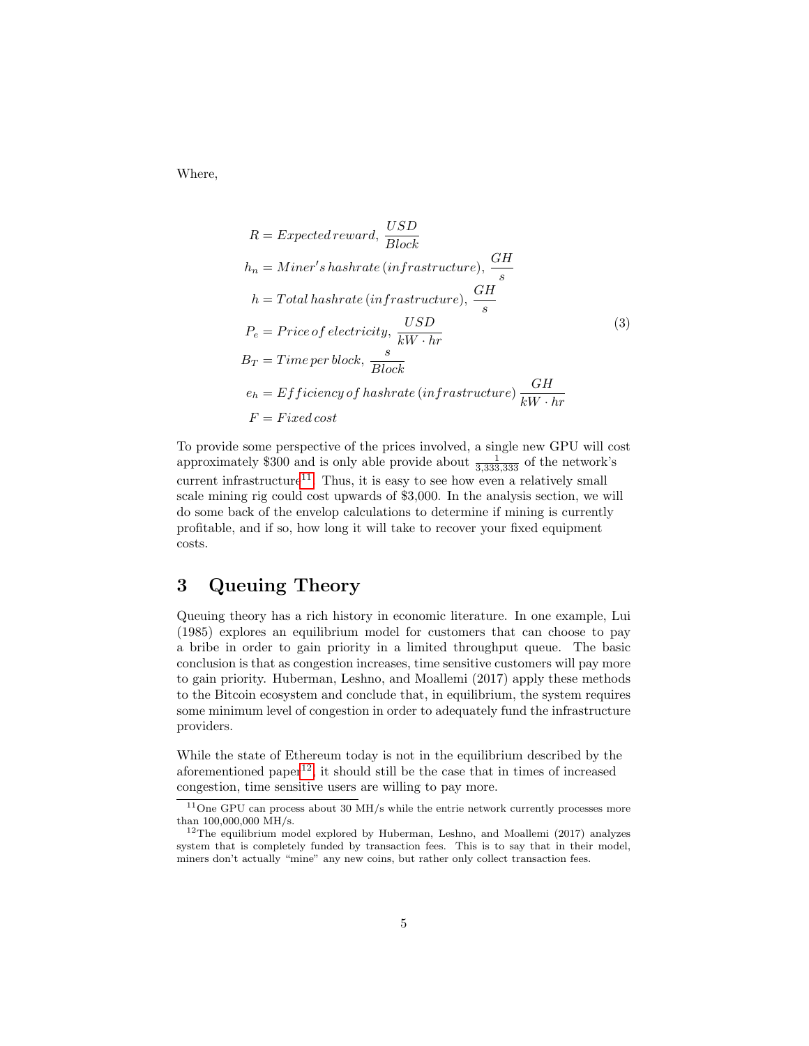Where,

$$
\begin{aligned}
R &= Expected\,reward,\ \frac{USD}{Block} \\
h_n &= Miner's\,hashrate\,(infrastructure),\ \frac{GH}{s} \\
h &= Total\,hashrate\,(infrastructure),\ \frac{GH}{s} \\
P_e &= Price\,of\,electricity,\ \frac{USD}{kW \cdot hr} \\
B_T &= Time\,per\,block,\ \frac{s}{Block} \\
e_h &= Efficiency\,of\,hashrate\,(infrastructure)\ \frac{GH}{kW \cdot hr} \\
F &= Fixed\,cost
\end{aligned}
\tag{3}
$$

To provide some perspective of the prices involved, a single new GPU will cost approximately \$300 and is only able provide about $\frac{1}{3{,}333{,}333}$ of the network's current infrastructure[11]. Thus, it is easy to see how even a relatively small scale mining rig could cost upwards of \$3,000. In the analysis section, we will do some back of the envelop calculations to determine if mining is currently profitable, and if so, how long it will take to recover your fixed equipment costs.

# 3 Queuing Theory

Queuing theory has a rich history in economic literature. In one example, Lui (1985) explores an equilibrium model for customers that can choose to pay a bribe in order to gain priority in a limited throughput queue. The basic conclusion is that as congestion increases, time sensitive customers will pay more to gain priority. Huberman, Leshno, and Moallemi (2017) apply these methods to the Bitcoin ecosystem and conclude that, in equilibrium, the system requires some minimum level of congestion in order to adequately fund the infrastructure providers.

While the state of Ethereum today is not in the equilibrium described by the aforementioned paper[12], it should still be the case that in times of increased congestion, time sensitive users are willing to pay more.

[11] One GPU can process about 30 MH/s while the entrie network currently processes more than 100,000,000 MH/s.

[12] The equilibrium model explored by Huberman, Leshno, and Moallemi (2017) analyzes system that is completely funded by transaction fees. This is to say that in their model, miners don't actually "mine" any new coins, but rather only collect transaction fees.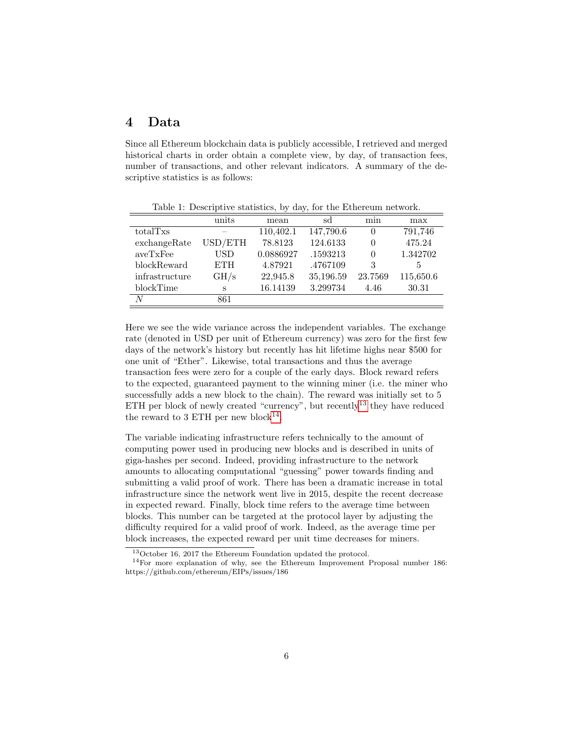## 4 Data

Since all Ethereum blockchain data is publicly accessible, I retrieved and merged historical charts in order obtain a complete view, by day, of transaction fees, number of transactions, and other relevant indicators. A summary of the descriptive statistics is as follows:

Table 1: Descriptive statistics, by day, for the Ethereum network.

| | units | mean | sd | min | max |
|---|---|---|---|---|---|
| totalTxs | – | 110,402.1 | 147,790.6 | 0 | 791,746 |
| exchangeRate | USD/ETH | 78.8123 | 124.6133 | 0 | 475.24 |
| aveTxFee | USD | 0.0886927 | .1593213 | 0 | 1.342702 |
| blockReward | ETH | 4.87921 | .4767109 | 3 | 5 |
| infrastructure | GH/s | 22,945.8 | 35,196.59 | 23.7569 | 115,650.6 |
| blockTime | s | 16.14139 | 3.299734 | 4.46 | 30.31 |
| $N$ | 861 | | | | |

Here we see the wide variance across the independent variables. The exchange rate (denoted in USD per unit of Ethereum currency) was zero for the first few days of the network's history but recently has hit lifetime highs near $500 for one unit of "Ether". Likewise, total transactions and thus the average transaction fees were zero for a couple of the early days. Block reward refers to the expected, guaranteed payment to the winning miner (i.e. the miner who successfully adds a new block to the chain). The reward was initially set to 5 ETH per block of newly created "currency", but recently[13] they have reduced the reward to 3 ETH per new block[14].

The variable indicating infrastructure refers technically to the amount of computing power used in producing new blocks and is described in units of giga-hashes per second. Indeed, providing infrastructure to the network amounts to allocating computational "guessing" power towards finding and submitting a valid proof of work. There has been a dramatic increase in total infrastructure since the network went live in 2015, despite the recent decrease in expected reward. Finally, block time refers to the average time between blocks. This number can be targeted at the protocol layer by adjusting the difficulty required for a valid proof of work. Indeed, as the average time per block increases, the expected reward per unit time decreases for miners.

[13] October 16, 2017 the Ethereum Foundation updated the protocol.

[14] For more explanation of why, see the Ethereum Improvement Proposal number 186: https://github.com/ethereum/EIPs/issues/186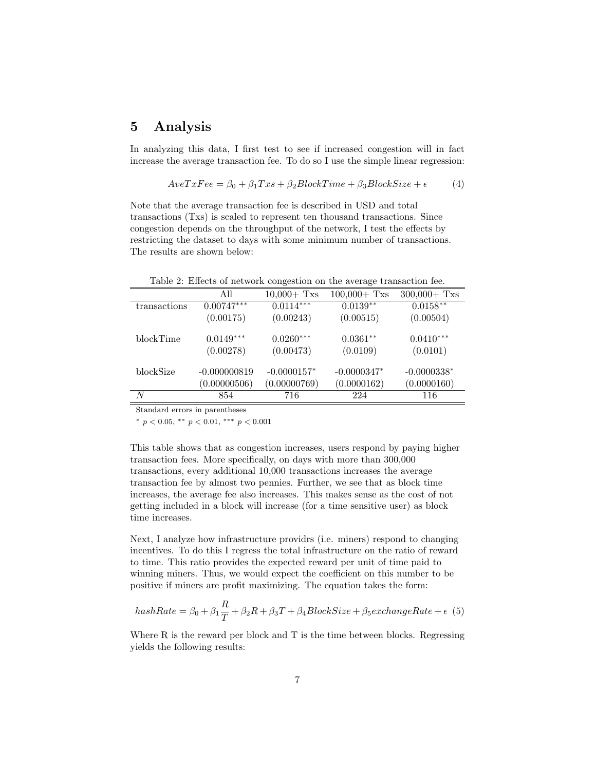## 5 Analysis

In analyzing this data, I first test to see if increased congestion will in fact increase the average transaction fee. To do so I use the simple linear regression:

$$AveTxFee = \beta_0 + \beta_1 Txs + \beta_2 BlockTime + \beta_3 BlockSize + \epsilon \tag{4}$$

Note that the average transaction fee is described in USD and total transactions (Txs) is scaled to represent ten thousand transactions. Since congestion depends on the throughput of the network, I test the effects by restricting the dataset to days with some minimum number of transactions. The results are shown below:

Table 2: Effects of network congestion on the average transaction fee.

| | All | 10,000+ Txs | 100,000+ Txs | 300,000+ Txs |
|---|---|---|---|---|
| transactions | 0.00747*** | 0.0114*** | 0.0139** | 0.0158** |
| | (0.00175) | (0.00243) | (0.00515) | (0.00504) |
| blockTime | 0.0149*** | 0.0260*** | 0.0361** | 0.0410*** |
| | (0.00278) | (0.00473) | (0.0109) | (0.0101) |
| blockSize | -0.000000819 | -0.0000157* | -0.0000347* | -0.0000338* |
| | (0.00000506) | (0.00000769) | (0.0000162) | (0.0000160) |
| $N$ | 854 | 716 | 224 | 116 |

Standard errors in parentheses

* $p < 0.05$, ** $p < 0.01$, *** $p < 0.001$

This table shows that as congestion increases, users respond by paying higher transaction fees. More specifically, on days with more than 300,000 transactions, every additional 10,000 transactions increases the average transaction fee by almost two pennies. Further, we see that as block time increases, the average fee also increases. This makes sense as the cost of not getting included in a block will increase (for a time sensitive user) as block time increases.

Next, I analyze how infrastructure providrs (i.e. miners) respond to changing incentives. To do this I regress the total infrastructure on the ratio of reward to time. This ratio provides the expected reward per unit of time paid to winning miners. Thus, we would expect the coefficient on this number to be positive if miners are profit maximizing. The equation takes the form:

$$hashRate = \beta_0 + \beta_1 \frac{R}{T} + \beta_2 R + \beta_3 T + \beta_4 BlockSize + \beta_5 exchangeRate + \epsilon \tag{5}$$

Where R is the reward per block and T is the time between blocks. Regressing yields the following results: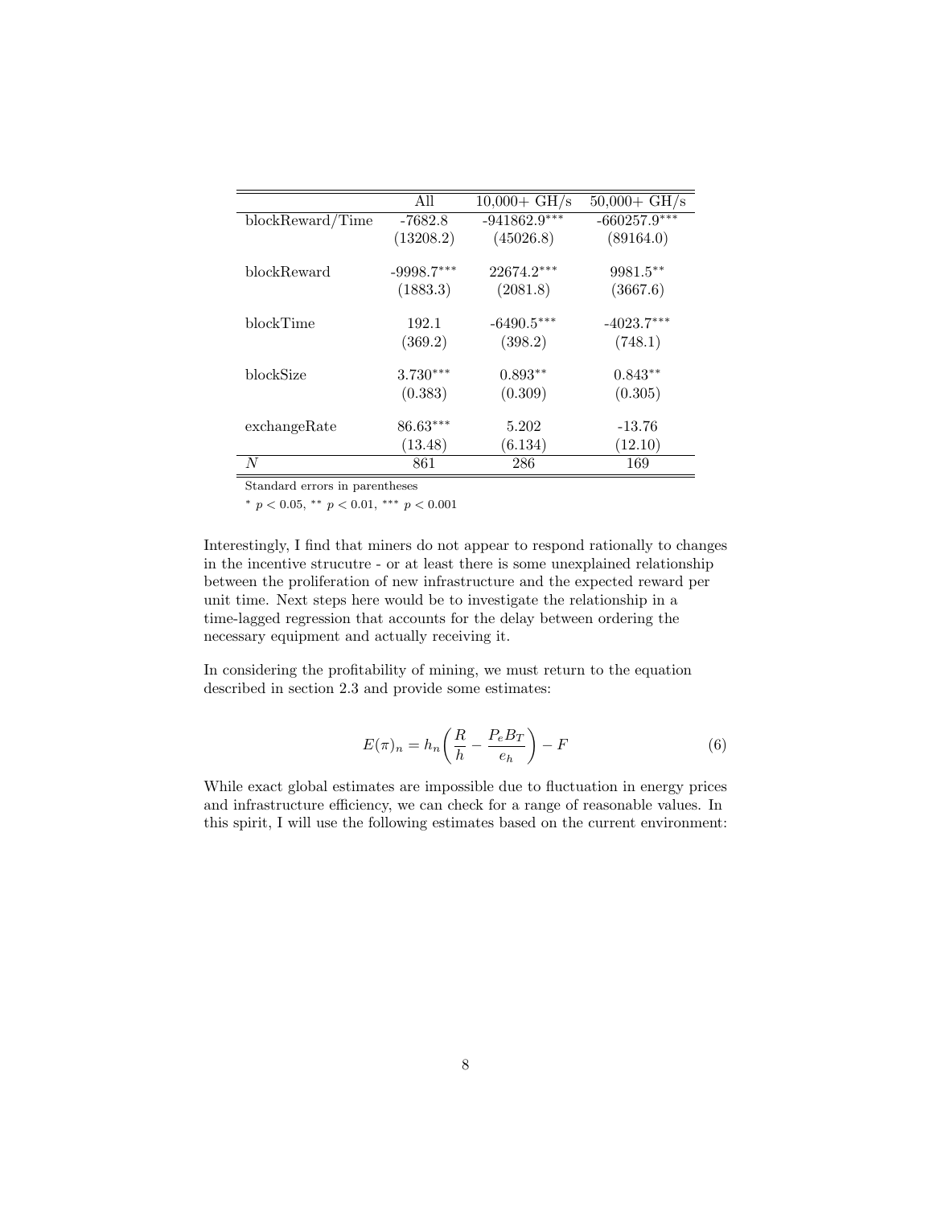| | All | 10,000+ GH/s | 50,000+ GH/s |
|---|---|---|---|
| blockReward/Time | -7682.8 | -941862.9$^{***}$ | -660257.9$^{***}$ |
| | (13208.2) | (45026.8) | (89164.0) |
| blockReward | -9998.7$^{***}$ | 22674.2$^{***}$ | 9981.5$^{**}$ |
| | (1883.3) | (2081.8) | (3667.6) |
| blockTime | 192.1 | -6490.5$^{***}$ | -4023.7$^{***}$ |
| | (369.2) | (398.2) | (748.1) |
| blockSize | 3.730$^{***}$ | 0.893$^{**}$ | 0.843$^{**}$ |
| | (0.383) | (0.309) | (0.305) |
| exchangeRate | 86.63$^{***}$ | 5.202 | -13.76 |
| | (13.48) | (6.134) | (12.10) |
| $N$ | 861 | 286 | 169 |

Standard errors in parentheses

$^{*}$ $p < 0.05$, $^{**}$ $p < 0.01$, $^{***}$ $p < 0.001$

Interestingly, I find that miners do not appear to respond rationally to changes in the incentive strucutre - or at least there is some unexplained relationship between the proliferation of new infrastructure and the expected reward per unit time. Next steps here would be to investigate the relationship in a time-lagged regression that accounts for the delay between ordering the necessary equipment and actually receiving it.

In considering the profitability of mining, we must return to the equation described in section 2.3 and provide some estimates:

$$E(\pi)_n = h_n\left(\frac{R}{h} - \frac{P_e B_T}{e_h}\right) - F \tag{6}$$

While exact global estimates are impossible due to fluctuation in energy prices and infrastructure efficiency, we can check for a range of reasonable values. In this spirit, I will use the following estimates based on the current environment: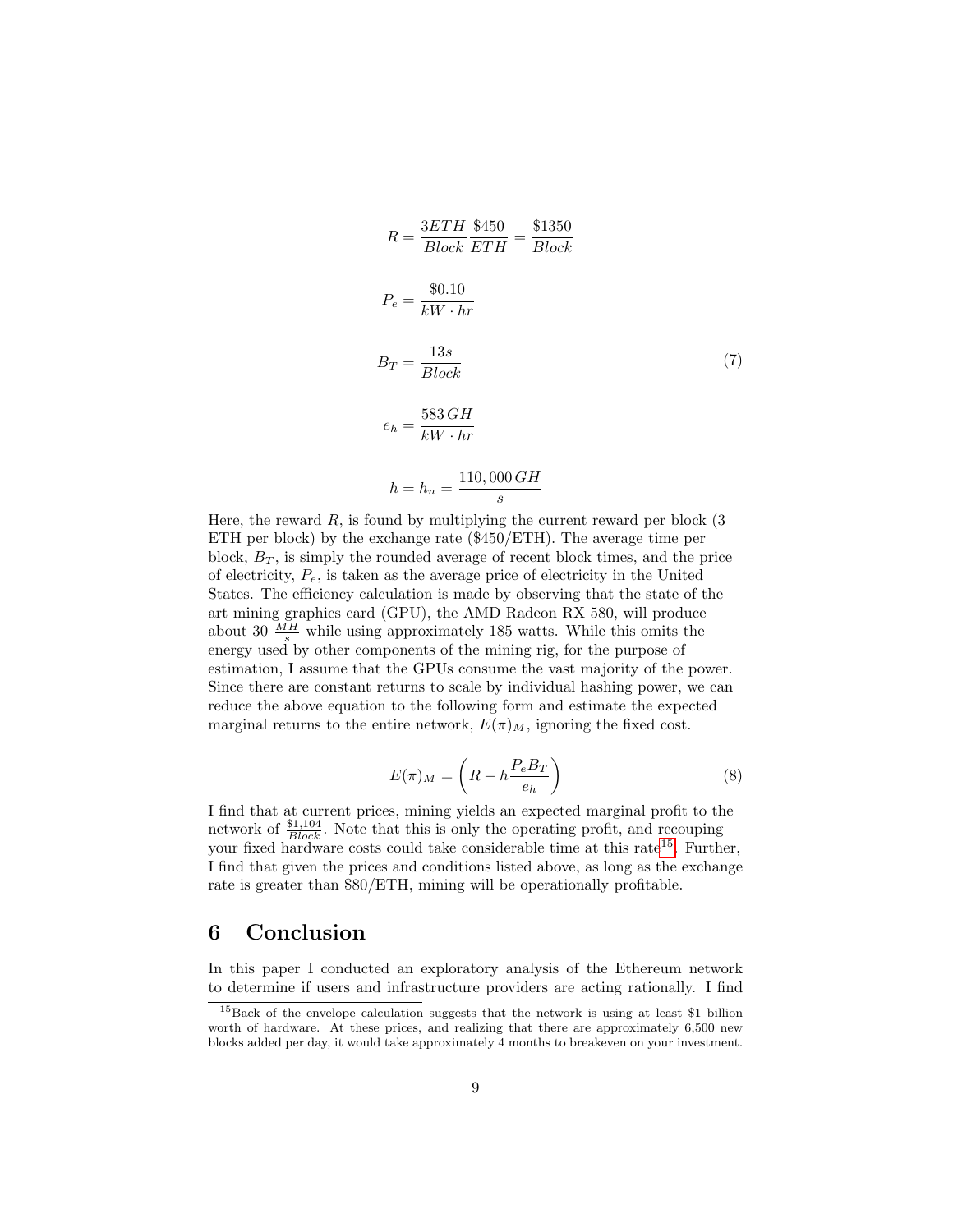$$
\begin{aligned}
R &= \frac{3ETH}{Block}\frac{\$450}{ETH} = \frac{\$1350}{Block} \\
P_e &= \frac{\$0.10}{kW \cdot hr} \\
B_T &= \frac{13s}{Block} \\
e_h &= \frac{583\,GH}{kW \cdot hr} \\
h &= h_n = \frac{110{,}000\,GH}{s}
\end{aligned}
\tag{7}
$$

Here, the reward $R$, is found by multiplying the current reward per block (3 ETH per block) by the exchange rate (\$450/ETH). The average time per block, $B_T$, is simply the rounded average of recent block times, and the price of electricity, $P_e$, is taken as the average price of electricity in the United States. The efficiency calculation is made by observing that the state of the art mining graphics card (GPU), the AMD Radeon RX 580, will produce about 30 $\frac{MH}{s}$ while using approximately 185 watts. While this omits the energy used by other components of the mining rig, for the purpose of estimation, I assume that the GPUs consume the vast majority of the power. Since there are constant returns to scale by individual hashing power, we can reduce the above equation to the following form and estimate the expected marginal returns to the entire network, $E(\pi)_M$, ignoring the fixed cost.

$$
E(\pi)_M = \left( R - h\frac{P_e B_T}{e_h} \right) \tag{8}
$$

I find that at current prices, mining yields an expected marginal profit to the network of $\frac{\$1{,}104}{Block}$. Note that this is only the operating profit, and recouping your fixed hardware costs could take considerable time at this rate[15]. Further, I find that given the prices and conditions listed above, as long as the exchange rate is greater than \$80/ETH, mining will be operationally profitable.

## 6 Conclusion

In this paper I conducted an exploratory analysis of the Ethereum network to determine if users and infrastructure providers are acting rationally. I find

[15] Back of the envelope calculation suggests that the network is using at least \$1 billion worth of hardware. At these prices, and realizing that there are approximately 6,500 new blocks added per day, it would take approximately 4 months to breakeven on your investment.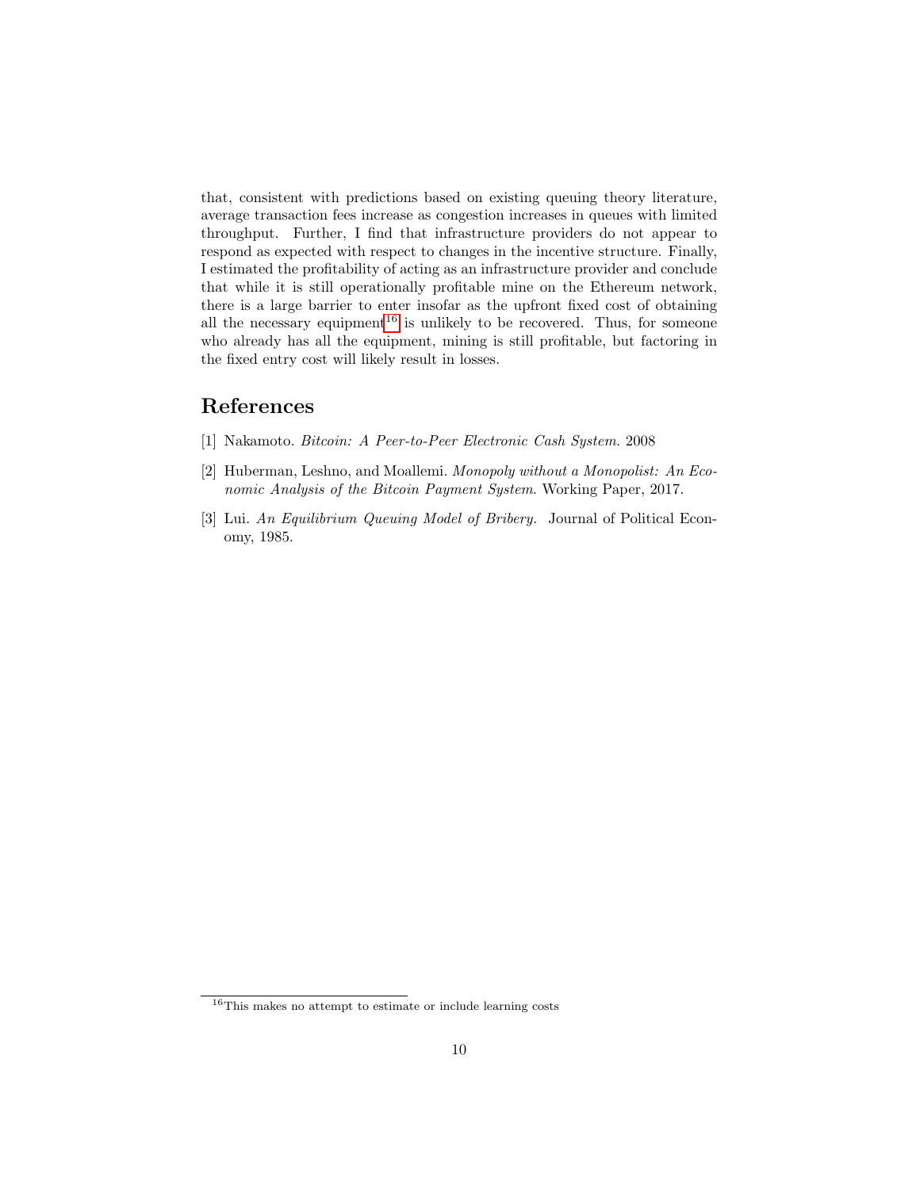that, consistent with predictions based on existing queuing theory literature, average transaction fees increase as congestion increases in queues with limited throughput. Further, I find that infrastructure providers do not appear to respond as expected with respect to changes in the incentive structure. Finally, I estimated the profitability of acting as an infrastructure provider and conclude that while it is still operationally profitable mine on the Ethereum network, there is a large barrier to enter insofar as the upfront fixed cost of obtaining all the necessary equipment[16] is unlikely to be recovered. Thus, for someone who already has all the equipment, mining is still profitable, but factoring in the fixed entry cost will likely result in losses.

## References

[1] Nakamoto. *Bitcoin: A Peer-to-Peer Electronic Cash System.* 2008

[2] Huberman, Leshno, and Moallemi. *Monopoly without a Monopolist: An Economic Analysis of the Bitcoin Payment System*. Working Paper, 2017.

[3] Lui. *An Equilibrium Queuing Model of Bribery.* Journal of Political Economy, 1985.

[16] This makes no attempt to estimate or include learning costs